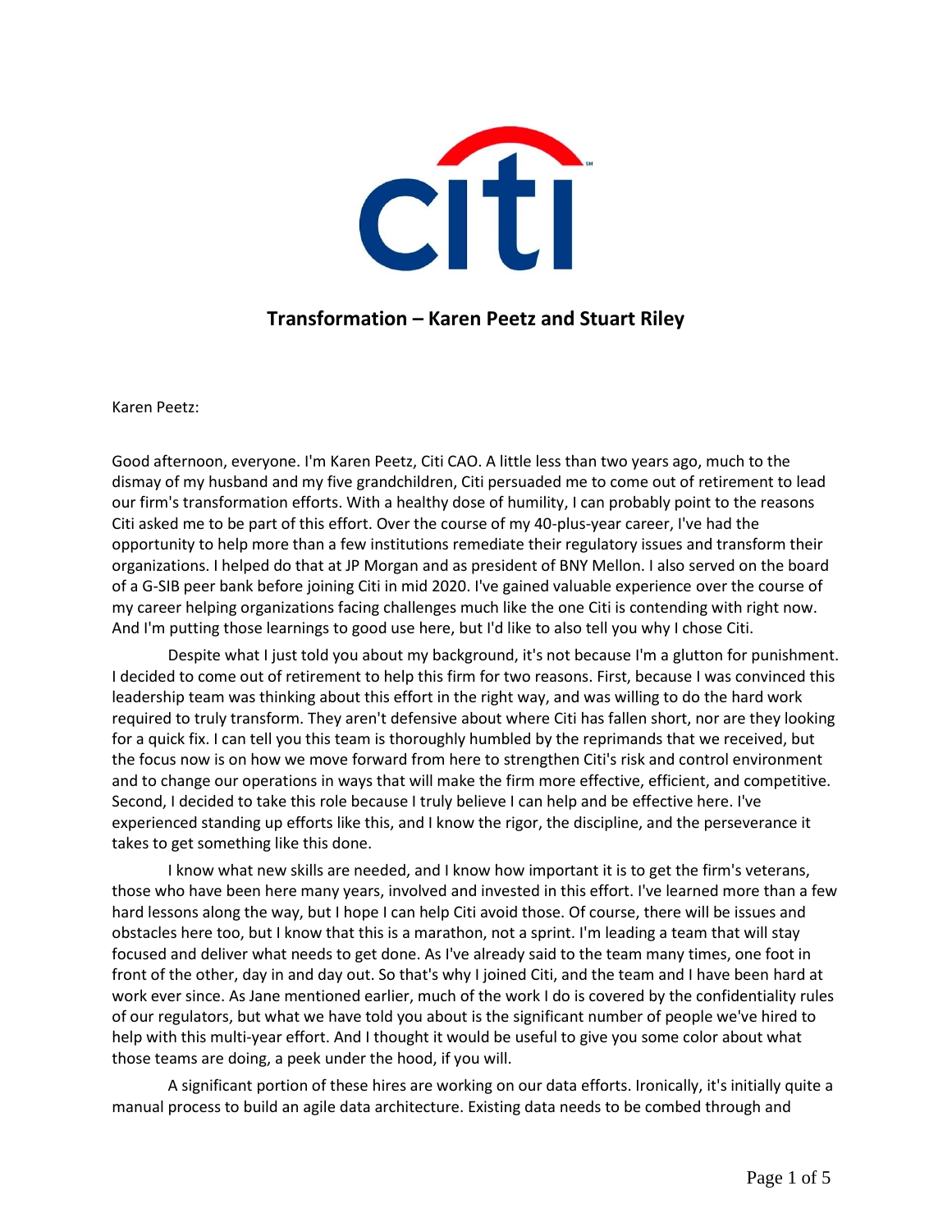# Transformation – Karen Peetz and Stuart Riley

Karen Peetz:

Good afternoon, everyone. I'm Karen Peetz, Citi CAO. A little less than two years ago, much to the dismay of my husband and my five grandchildren, Citi persuaded me to come out of retirement to lead our firm's transformation efforts. With a healthy dose of humility, I can probably point to the reasons Citi asked me to be part of this effort. Over the course of my 40-plus-year career, I've had the opportunity to help more than a few institutions remediate their regulatory issues and transform their organizations. I helped do that at JP Morgan and as president of BNY Mellon. I also served on the board of a G-SIB peer bank before joining Citi in mid 2020. I've gained valuable experience over the course of my career helping organizations facing challenges much like the one Citi is contending with right now. And I'm putting those learnings to good use here, but I'd like to also tell you why I chose Citi.

Despite what I just told you about my background, it's not because I'm a glutton for punishment. I decided to come out of retirement to help this firm for two reasons. First, because I was convinced this leadership team was thinking about this effort in the right way, and was willing to do the hard work required to truly transform. They aren't defensive about where Citi has fallen short, nor are they looking for a quick fix. I can tell you this team is thoroughly humbled by the reprimands that we received, but the focus now is on how we move forward from here to strengthen Citi's risk and control environment and to change our operations in ways that will make the firm more effective, efficient, and competitive. Second, I decided to take this role because I truly believe I can help and be effective here. I've experienced standing up efforts like this, and I know the rigor, the discipline, and the perseverance it takes to get something like this done.

I know what new skills are needed, and I know how important it is to get the firm's veterans, those who have been here many years, involved and invested in this effort. I've learned more than a few hard lessons along the way, but I hope I can help Citi avoid those. Of course, there will be issues and obstacles here too, but I know that this is a marathon, not a sprint. I'm leading a team that will stay focused and deliver what needs to get done. As I've already said to the team many times, one foot in front of the other, day in and day out. So that's why I joined Citi, and the team and I have been hard at work ever since. As Jane mentioned earlier, much of the work I do is covered by the confidentiality rules of our regulators, but what we have told you about is the significant number of people we've hired to help with this multi-year effort. And I thought it would be useful to give you some color about what those teams are doing, a peek under the hood, if you will.

A significant portion of these hires are working on our data efforts. Ironically, it's initially quite a manual process to build an agile data architecture. Existing data needs to be combed through and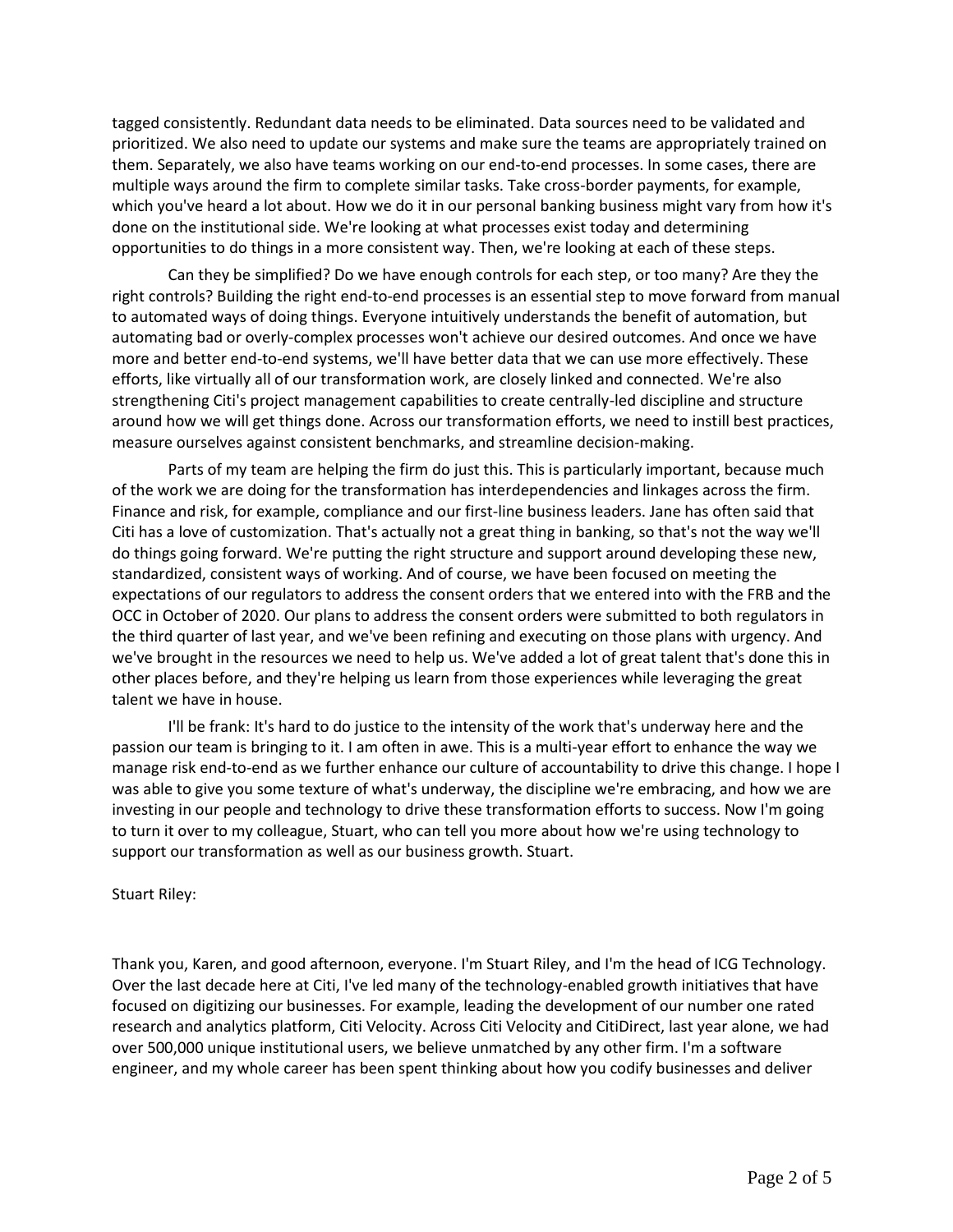tagged consistently. Redundant data needs to be eliminated. Data sources need to be validated and prioritized. We also need to update our systems and make sure the teams are appropriately trained on them. Separately, we also have teams working on our end-to-end processes. In some cases, there are multiple ways around the firm to complete similar tasks. Take cross-border payments, for example, which you've heard a lot about. How we do it in our personal banking business might vary from how it's done on the institutional side. We're looking at what processes exist today and determining opportunities to do things in a more consistent way. Then, we're looking at each of these steps.

Can they be simplified? Do we have enough controls for each step, or too many? Are they the right controls? Building the right end-to-end processes is an essential step to move forward from manual to automated ways of doing things. Everyone intuitively understands the benefit of automation, but automating bad or overly-complex processes won't achieve our desired outcomes. And once we have more and better end-to-end systems, we'll have better data that we can use more effectively. These efforts, like virtually all of our transformation work, are closely linked and connected. We're also strengthening Citi's project management capabilities to create centrally-led discipline and structure around how we will get things done. Across our transformation efforts, we need to instill best practices, measure ourselves against consistent benchmarks, and streamline decision-making.

Parts of my team are helping the firm do just this. This is particularly important, because much of the work we are doing for the transformation has interdependencies and linkages across the firm. Finance and risk, for example, compliance and our first-line business leaders. Jane has often said that Citi has a love of customization. That's actually not a great thing in banking, so that's not the way we'll do things going forward. We're putting the right structure and support around developing these new, standardized, consistent ways of working. And of course, we have been focused on meeting the expectations of our regulators to address the consent orders that we entered into with the FRB and the OCC in October of 2020. Our plans to address the consent orders were submitted to both regulators in the third quarter of last year, and we've been refining and executing on those plans with urgency. And we've brought in the resources we need to help us. We've added a lot of great talent that's done this in other places before, and they're helping us learn from those experiences while leveraging the great talent we have in house.

I'll be frank: It's hard to do justice to the intensity of the work that's underway here and the passion our team is bringing to it. I am often in awe. This is a multi-year effort to enhance the way we manage risk end-to-end as we further enhance our culture of accountability to drive this change. I hope I was able to give you some texture of what's underway, the discipline we're embracing, and how we are investing in our people and technology to drive these transformation efforts to success. Now I'm going to turn it over to my colleague, Stuart, who can tell you more about how we're using technology to support our transformation as well as our business growth. Stuart.

Stuart Riley:

Thank you, Karen, and good afternoon, everyone. I'm Stuart Riley, and I'm the head of ICG Technology. Over the last decade here at Citi, I've led many of the technology-enabled growth initiatives that have focused on digitizing our businesses. For example, leading the development of our number one rated research and analytics platform, Citi Velocity. Across Citi Velocity and CitiDirect, last year alone, we had over 500,000 unique institutional users, we believe unmatched by any other firm. I'm a software engineer, and my whole career has been spent thinking about how you codify businesses and deliver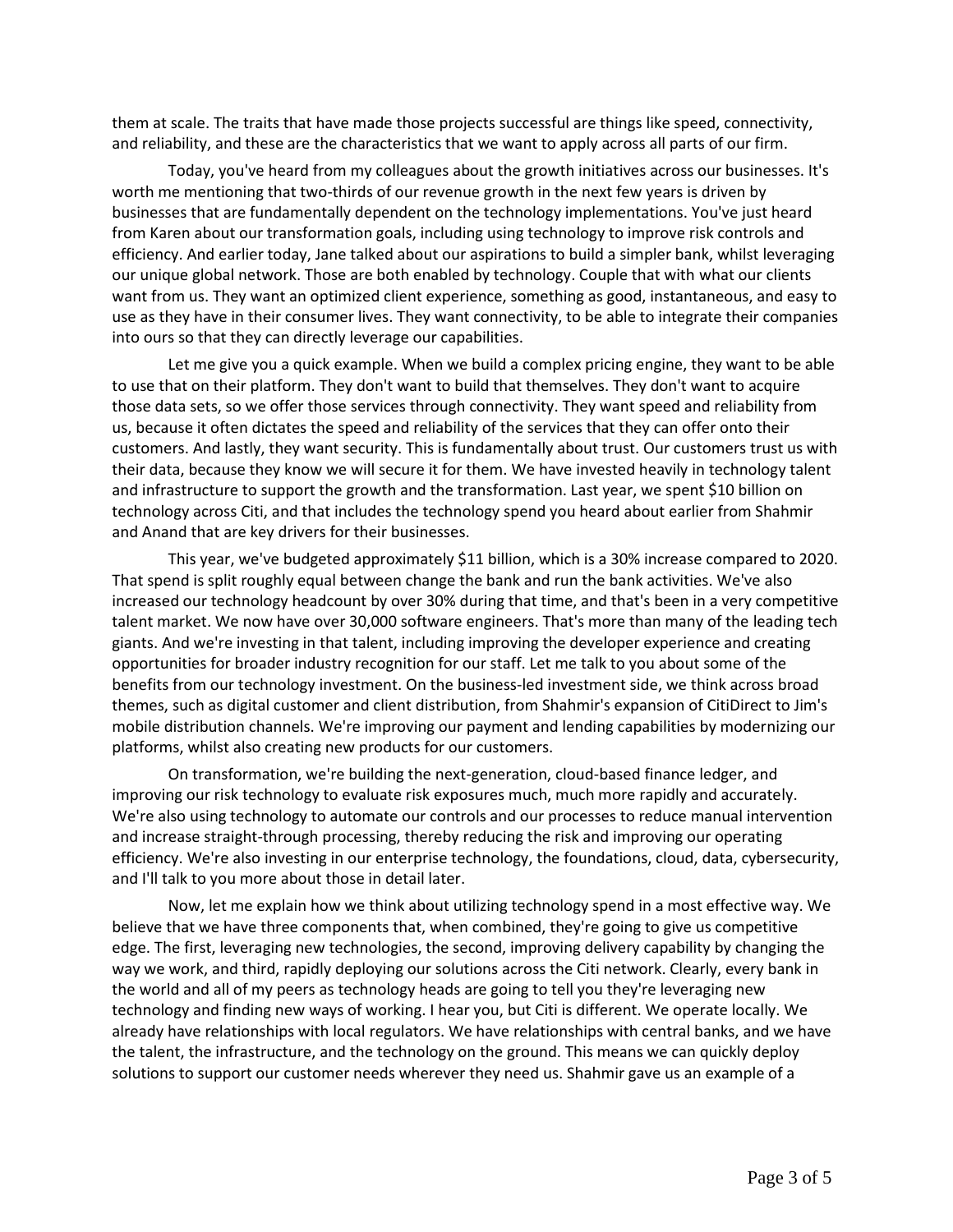them at scale. The traits that have made those projects successful are things like speed, connectivity, and reliability, and these are the characteristics that we want to apply across all parts of our firm.

Today, you've heard from my colleagues about the growth initiatives across our businesses. It's worth me mentioning that two-thirds of our revenue growth in the next few years is driven by businesses that are fundamentally dependent on the technology implementations. You've just heard from Karen about our transformation goals, including using technology to improve risk controls and efficiency. And earlier today, Jane talked about our aspirations to build a simpler bank, whilst leveraging our unique global network. Those are both enabled by technology. Couple that with what our clients want from us. They want an optimized client experience, something as good, instantaneous, and easy to use as they have in their consumer lives. They want connectivity, to be able to integrate their companies into ours so that they can directly leverage our capabilities.

Let me give you a quick example. When we build a complex pricing engine, they want to be able to use that on their platform. They don't want to build that themselves. They don't want to acquire those data sets, so we offer those services through connectivity. They want speed and reliability from us, because it often dictates the speed and reliability of the services that they can offer onto their customers. And lastly, they want security. This is fundamentally about trust. Our customers trust us with their data, because they know we will secure it for them. We have invested heavily in technology talent and infrastructure to support the growth and the transformation. Last year, we spent $10 billion on technology across Citi, and that includes the technology spend you heard about earlier from Shahmir and Anand that are key drivers for their businesses.

This year, we've budgeted approximately $11 billion, which is a 30% increase compared to 2020. That spend is split roughly equal between change the bank and run the bank activities. We've also increased our technology headcount by over 30% during that time, and that's been in a very competitive talent market. We now have over 30,000 software engineers. That's more than many of the leading tech giants. And we're investing in that talent, including improving the developer experience and creating opportunities for broader industry recognition for our staff. Let me talk to you about some of the benefits from our technology investment. On the business-led investment side, we think across broad themes, such as digital customer and client distribution, from Shahmir's expansion of CitiDirect to Jim's mobile distribution channels. We're improving our payment and lending capabilities by modernizing our platforms, whilst also creating new products for our customers.

On transformation, we're building the next-generation, cloud-based finance ledger, and improving our risk technology to evaluate risk exposures much, much more rapidly and accurately. We're also using technology to automate our controls and our processes to reduce manual intervention and increase straight-through processing, thereby reducing the risk and improving our operating efficiency. We're also investing in our enterprise technology, the foundations, cloud, data, cybersecurity, and I'll talk to you more about those in detail later.

Now, let me explain how we think about utilizing technology spend in a most effective way. We believe that we have three components that, when combined, they're going to give us competitive edge. The first, leveraging new technologies, the second, improving delivery capability by changing the way we work, and third, rapidly deploying our solutions across the Citi network. Clearly, every bank in the world and all of my peers as technology heads are going to tell you they're leveraging new technology and finding new ways of working. I hear you, but Citi is different. We operate locally. We already have relationships with local regulators. We have relationships with central banks, and we have the talent, the infrastructure, and the technology on the ground. This means we can quickly deploy solutions to support our customer needs wherever they need us. Shahmir gave us an example of a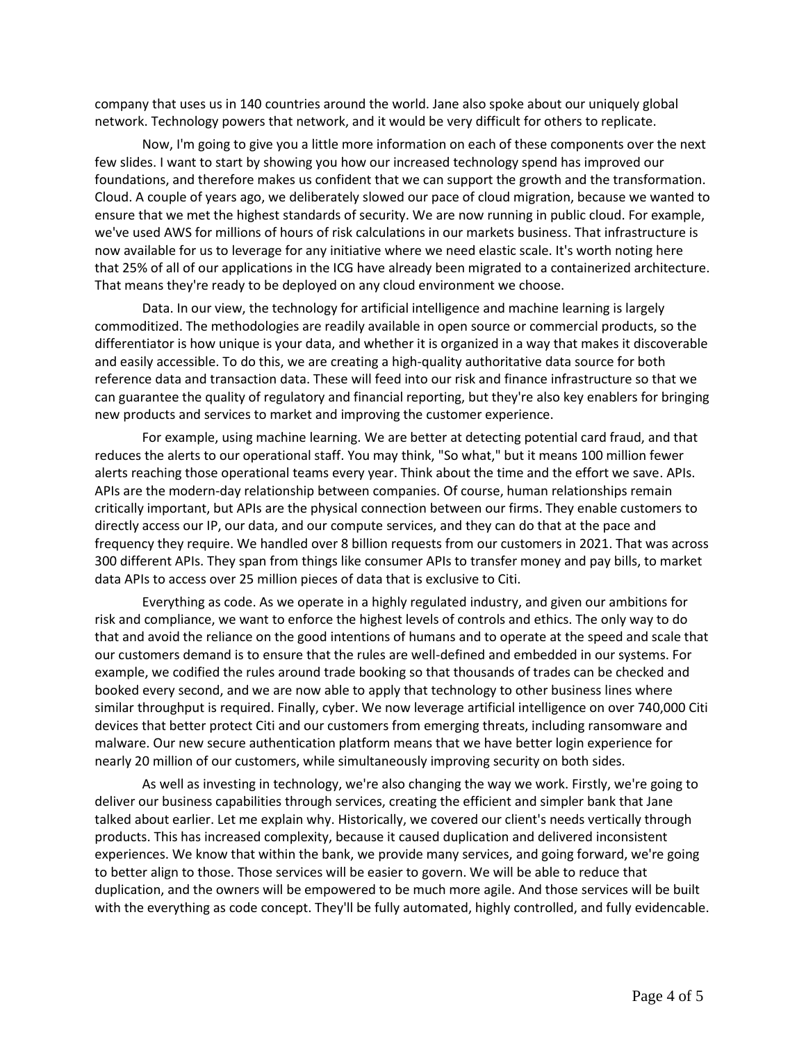company that uses us in 140 countries around the world. Jane also spoke about our uniquely global network. Technology powers that network, and it would be very difficult for others to replicate.

Now, I'm going to give you a little more information on each of these components over the next few slides. I want to start by showing you how our increased technology spend has improved our foundations, and therefore makes us confident that we can support the growth and the transformation. Cloud. A couple of years ago, we deliberately slowed our pace of cloud migration, because we wanted to ensure that we met the highest standards of security. We are now running in public cloud. For example, we've used AWS for millions of hours of risk calculations in our markets business. That infrastructure is now available for us to leverage for any initiative where we need elastic scale. It's worth noting here that 25% of all of our applications in the ICG have already been migrated to a containerized architecture. That means they're ready to be deployed on any cloud environment we choose.

Data. In our view, the technology for artificial intelligence and machine learning is largely commoditized. The methodologies are readily available in open source or commercial products, so the differentiator is how unique is your data, and whether it is organized in a way that makes it discoverable and easily accessible. To do this, we are creating a high-quality authoritative data source for both reference data and transaction data. These will feed into our risk and finance infrastructure so that we can guarantee the quality of regulatory and financial reporting, but they're also key enablers for bringing new products and services to market and improving the customer experience.

For example, using machine learning. We are better at detecting potential card fraud, and that reduces the alerts to our operational staff. You may think, "So what," but it means 100 million fewer alerts reaching those operational teams every year. Think about the time and the effort we save. APIs. APIs are the modern-day relationship between companies. Of course, human relationships remain critically important, but APIs are the physical connection between our firms. They enable customers to directly access our IP, our data, and our compute services, and they can do that at the pace and frequency they require. We handled over 8 billion requests from our customers in 2021. That was across 300 different APIs. They span from things like consumer APIs to transfer money and pay bills, to market data APIs to access over 25 million pieces of data that is exclusive to Citi.

Everything as code. As we operate in a highly regulated industry, and given our ambitions for risk and compliance, we want to enforce the highest levels of controls and ethics. The only way to do that and avoid the reliance on the good intentions of humans and to operate at the speed and scale that our customers demand is to ensure that the rules are well-defined and embedded in our systems. For example, we codified the rules around trade booking so that thousands of trades can be checked and booked every second, and we are now able to apply that technology to other business lines where similar throughput is required. Finally, cyber. We now leverage artificial intelligence on over 740,000 Citi devices that better protect Citi and our customers from emerging threats, including ransomware and malware. Our new secure authentication platform means that we have better login experience for nearly 20 million of our customers, while simultaneously improving security on both sides.

As well as investing in technology, we're also changing the way we work. Firstly, we're going to deliver our business capabilities through services, creating the efficient and simpler bank that Jane talked about earlier. Let me explain why. Historically, we covered our client's needs vertically through products. This has increased complexity, because it caused duplication and delivered inconsistent experiences. We know that within the bank, we provide many services, and going forward, we're going to better align to those. Those services will be easier to govern. We will be able to reduce that duplication, and the owners will be empowered to be much more agile. And those services will be built with the everything as code concept. They'll be fully automated, highly controlled, and fully evidencable.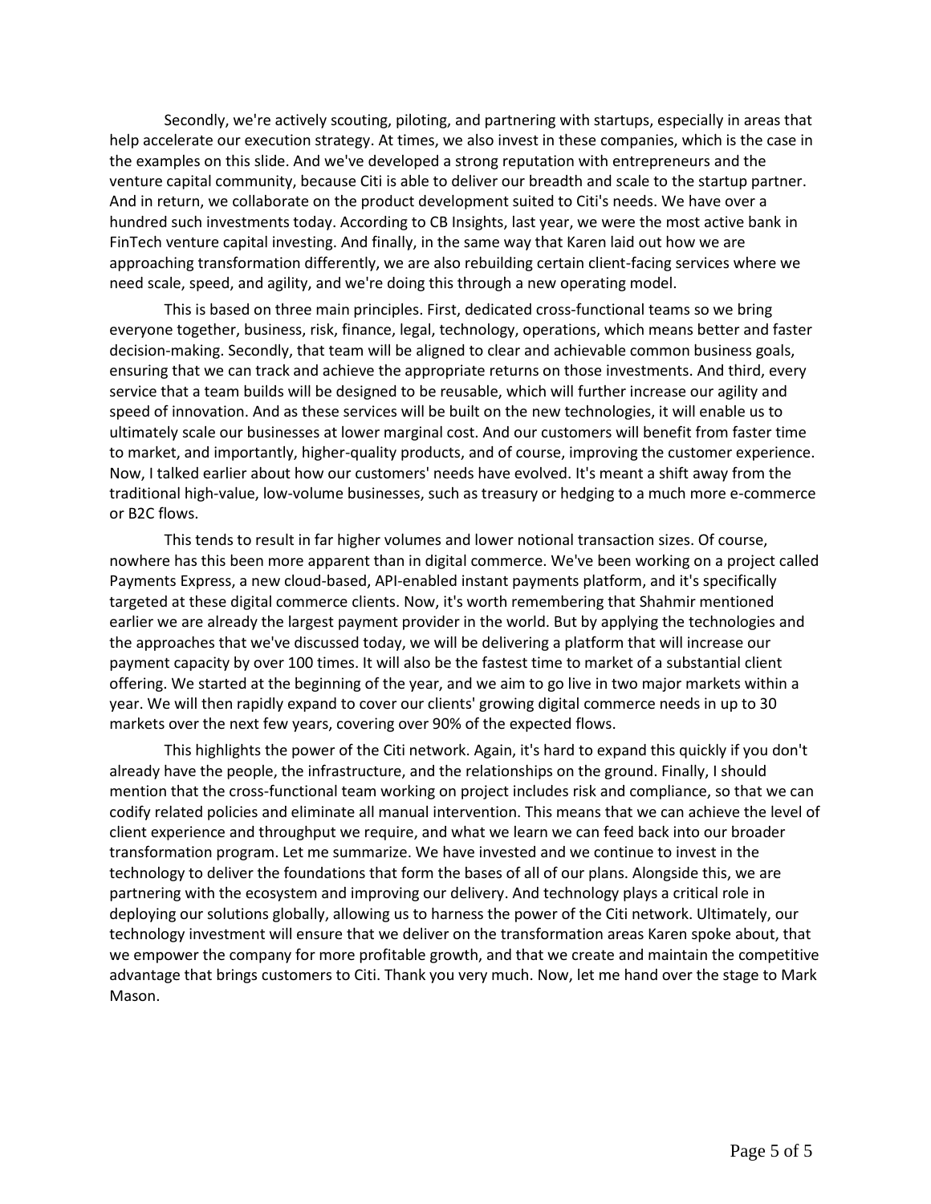Secondly, we're actively scouting, piloting, and partnering with startups, especially in areas that help accelerate our execution strategy. At times, we also invest in these companies, which is the case in the examples on this slide. And we've developed a strong reputation with entrepreneurs and the venture capital community, because Citi is able to deliver our breadth and scale to the startup partner. And in return, we collaborate on the product development suited to Citi's needs. We have over a hundred such investments today. According to CB Insights, last year, we were the most active bank in FinTech venture capital investing. And finally, in the same way that Karen laid out how we are approaching transformation differently, we are also rebuilding certain client-facing services where we need scale, speed, and agility, and we're doing this through a new operating model.

This is based on three main principles. First, dedicated cross-functional teams so we bring everyone together, business, risk, finance, legal, technology, operations, which means better and faster decision-making. Secondly, that team will be aligned to clear and achievable common business goals, ensuring that we can track and achieve the appropriate returns on those investments. And third, every service that a team builds will be designed to be reusable, which will further increase our agility and speed of innovation. And as these services will be built on the new technologies, it will enable us to ultimately scale our businesses at lower marginal cost. And our customers will benefit from faster time to market, and importantly, higher-quality products, and of course, improving the customer experience. Now, I talked earlier about how our customers' needs have evolved. It's meant a shift away from the traditional high-value, low-volume businesses, such as treasury or hedging to a much more e-commerce or B2C flows.

This tends to result in far higher volumes and lower notional transaction sizes. Of course, nowhere has this been more apparent than in digital commerce. We've been working on a project called Payments Express, a new cloud-based, API-enabled instant payments platform, and it's specifically targeted at these digital commerce clients. Now, it's worth remembering that Shahmir mentioned earlier we are already the largest payment provider in the world. But by applying the technologies and the approaches that we've discussed today, we will be delivering a platform that will increase our payment capacity by over 100 times. It will also be the fastest time to market of a substantial client offering. We started at the beginning of the year, and we aim to go live in two major markets within a year. We will then rapidly expand to cover our clients' growing digital commerce needs in up to 30 markets over the next few years, covering over 90% of the expected flows.

This highlights the power of the Citi network. Again, it's hard to expand this quickly if you don't already have the people, the infrastructure, and the relationships on the ground. Finally, I should mention that the cross-functional team working on project includes risk and compliance, so that we can codify related policies and eliminate all manual intervention. This means that we can achieve the level of client experience and throughput we require, and what we learn we can feed back into our broader transformation program. Let me summarize. We have invested and we continue to invest in the technology to deliver the foundations that form the bases of all of our plans. Alongside this, we are partnering with the ecosystem and improving our delivery. And technology plays a critical role in deploying our solutions globally, allowing us to harness the power of the Citi network. Ultimately, our technology investment will ensure that we deliver on the transformation areas Karen spoke about, that we empower the company for more profitable growth, and that we create and maintain the competitive advantage that brings customers to Citi. Thank you very much. Now, let me hand over the stage to Mark Mason.